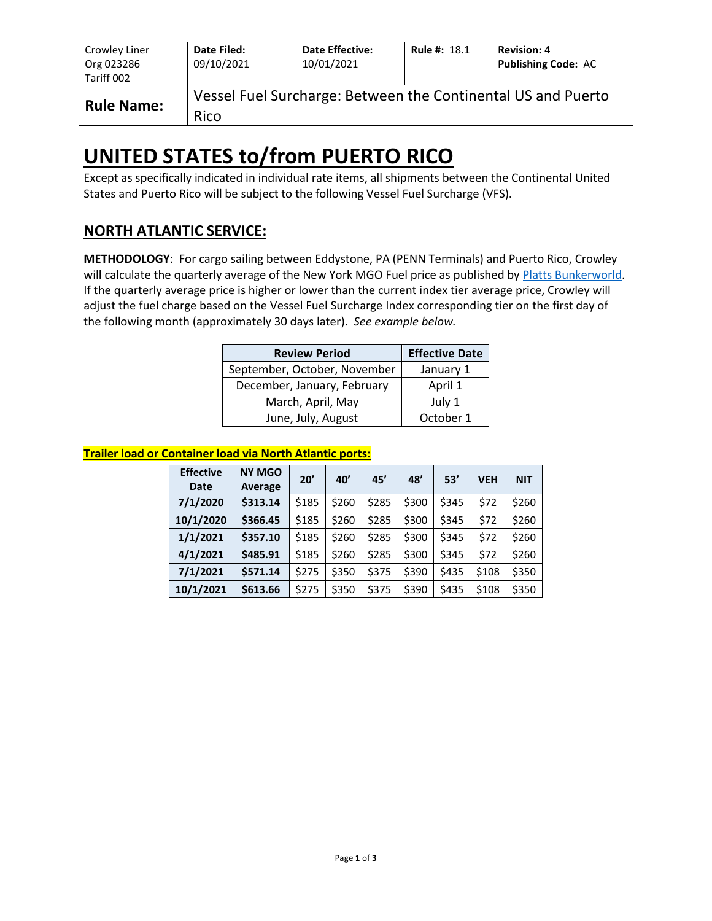| Crowley Liner Org 023286 Tariff 002 | **Date Filed:** 09/10/2021 | **Date Effective:** 10/01/2021 | **Rule #:** 18.1 | **Revision:** 4 **Publishing Code:** AC |
|---|---|---|---|---|
| **Rule Name:** | Vessel Fuel Surcharge: Between the Continental US and Puerto Rico | | | |

# UNITED STATES to/from PUERTO RICO

Except as specifically indicated in individual rate items, all shipments between the Continental United States and Puerto Rico will be subject to the following Vessel Fuel Surcharge (VFS).

## NORTH ATLANTIC SERVICE:

**METHODOLOGY**: For cargo sailing between Eddystone, PA (PENN Terminals) and Puerto Rico, Crowley will calculate the quarterly average of the New York MGO Fuel price as published by Platts Bunkerworld. If the quarterly average price is higher or lower than the current index tier average price, Crowley will adjust the fuel charge based on the Vessel Fuel Surcharge Index corresponding tier on the first day of the following month (approximately 30 days later). *See example below.*

| Review Period | Effective Date |
|---|---|
| September, October, November | January 1 |
| December, January, February | April 1 |
| March, April, May | July 1 |
| June, July, August | October 1 |

**Trailer load or Container load via North Atlantic ports:**

| Effective Date | NY MGO Average | 20' | 40' | 45' | 48' | 53' | VEH | NIT |
|---|---|---|---|---|---|---|---|---|
| **7/1/2020** | **$313.14** | $185 | $260 | $285 | $300 | $345 | $72 | $260 |
| **10/1/2020** | **$366.45** | $185 | $260 | $285 | $300 | $345 | $72 | $260 |
| **1/1/2021** | **$357.10** | $185 | $260 | $285 | $300 | $345 | $72 | $260 |
| **4/1/2021** | **$485.91** | $185 | $260 | $285 | $300 | $345 | $72 | $260 |
| **7/1/2021** | **$571.14** | $275 | $350 | $375 | $390 | $435 | $108 | $350 |
| **10/1/2021** | **$613.66** | $275 | $350 | $375 | $390 | $435 | $108 | $350 |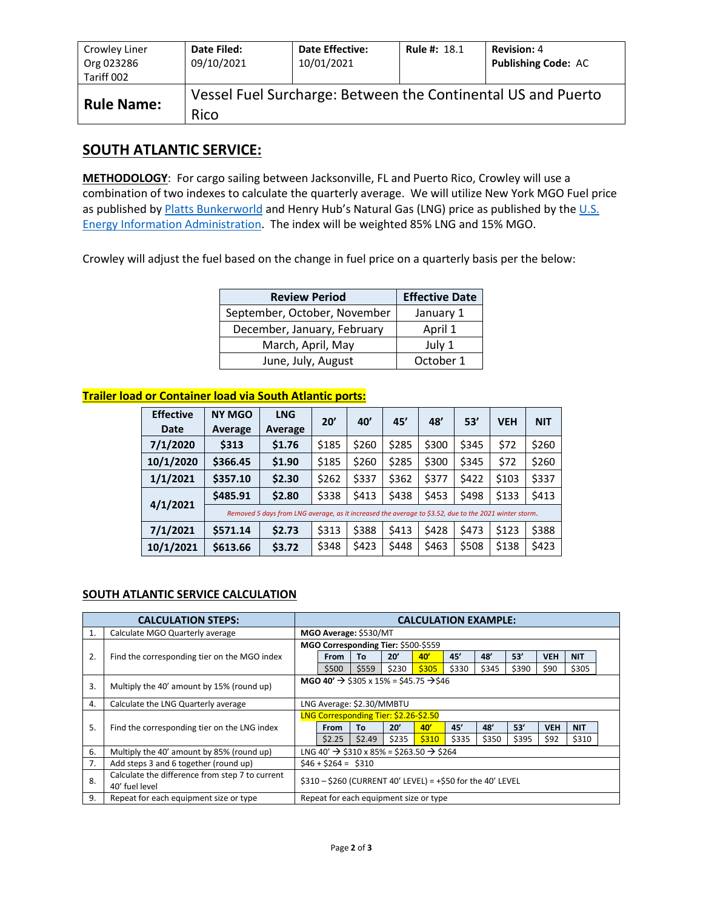| Crowley Liner Org 023286 Tariff 002 | **Date Filed:** 09/10/2021 | **Date Effective:** 10/01/2021 | **Rule #:** 18.1 | **Revision:** 4 **Publishing Code:** AC |
|---|---|---|---|---|
| **Rule Name:** | Vessel Fuel Surcharge: Between the Continental US and Puerto Rico | | | |

## SOUTH ATLANTIC SERVICE:

**METHODOLOGY**: For cargo sailing between Jacksonville, FL and Puerto Rico, Crowley will use a combination of two indexes to calculate the quarterly average. We will utilize New York MGO Fuel price as published by Platts Bunkerworld and Henry Hub's Natural Gas (LNG) price as published by the U.S. Energy Information Administration. The index will be weighted 85% LNG and 15% MGO.

Crowley will adjust the fuel based on the change in fuel price on a quarterly basis per the below:

| Review Period | Effective Date |
|---|---|
| September, October, November | January 1 |
| December, January, February | April 1 |
| March, April, May | July 1 |
| June, July, August | October 1 |

**Trailer load or Container load via South Atlantic ports:**

| Effective Date | NY MGO Average | LNG Average | 20' | 40' | 45' | 48' | 53' | VEH | NIT |
|---|---|---|---|---|---|---|---|---|---|
| **7/1/2020** | **$313** | **$1.76** | $185 | $260 | $285 | $300 | $345 | $72 | $260 |
| **10/1/2020** | **$366.45** | **$1.90** | $185 | $260 | $285 | $300 | $345 | $72 | $260 |
| **1/1/2021** | **$357.10** | **$2.30** | $262 | $337 | $362 | $377 | $422 | $103 | $337 |
| **4/1/2021** | **$485.91** | **$2.80** | $338 | $413 | $438 | $453 | $498 | $133 | $413 |
| | *Removed 5 days from LNG average, as it increased the average to $3.52, due to the 2021 winter storm.* | | | | | | | | |
| **7/1/2021** | **$571.14** | **$2.73** | $313 | $388 | $413 | $428 | $473 | $123 | $388 |
| **10/1/2021** | **$613.66** | **$3.72** | $348 | $423 | $448 | $463 | $508 | $138 | $423 |

### SOUTH ATLANTIC SERVICE CALCULATION

| | CALCULATION STEPS: | CALCULATION EXAMPLE: |
|---|---|---|
| 1. | Calculate MGO Quarterly average | **MGO Average:** $530/MT |
| 2. | Find the corresponding tier on the MGO index | **MGO Corresponding Tier:** $500-$559<br>From: $500, To: $559, 20': $230, 40': $305, 45': $330, 48': $345, 53': $390, VEH: $90, NIT: $305 |
| 3. | Multiply the 40' amount by 15% (round up) | **MGO 40'** → $305 x 15% = $45.75 → $46 |
| 4. | Calculate the LNG Quarterly average | LNG Average: $2.30/MMBTU |
| 5. | Find the corresponding tier on the LNG index | LNG Corresponding Tier: $2.26-$2.50<br>From: $2.25, To: $2.49, 20': $235, 40': $310, 45': $335, 48': $350, 53': $395, VEH: $92, NIT: $310 |
| 6. | Multiply the 40' amount by 85% (round up) | LNG 40' → $310 x 85% = $263.50 → $264 |
| 7. | Add steps 3 and 6 together (round up) | $46 + $264 = $310 |
| 8. | Calculate the difference from step 7 to current 40' fuel level | $310 – $260 (CURRENT 40' LEVEL) = +$50 for the 40' LEVEL |
| 9. | Repeat for each equipment size or type | Repeat for each equipment size or type |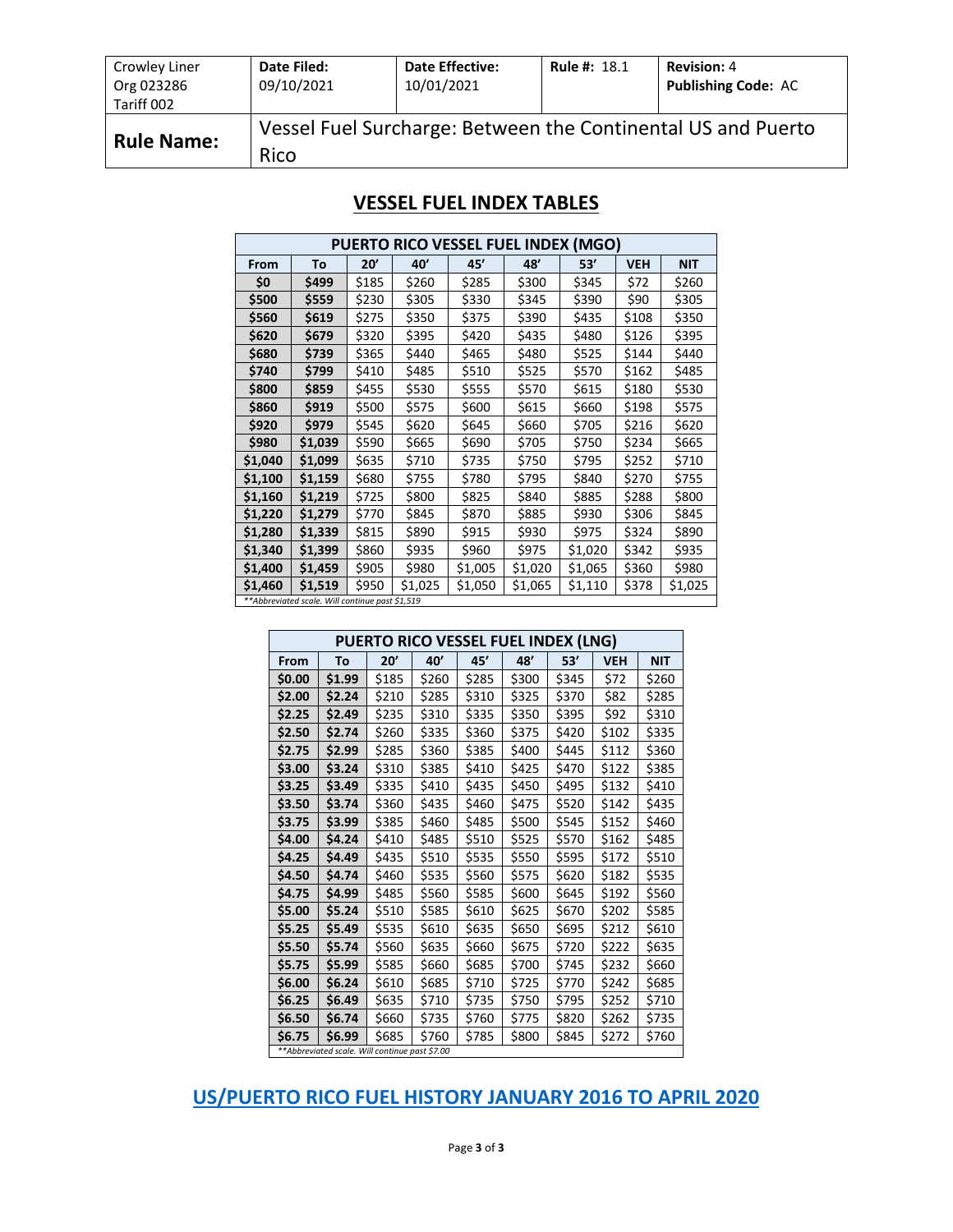| Crowley Liner Org 023286 Tariff 002 | **Date Filed:** 09/10/2021 | **Date Effective:** 10/01/2021 | **Rule #:** 18.1 | **Revision:** 4 **Publishing Code:** AC |
|---|---|---|---|---|
| **Rule Name:** | Vessel Fuel Surcharge: Between the Continental US and Puerto Rico | | | |

## VESSEL FUEL INDEX TABLES

| PUERTO RICO VESSEL FUEL INDEX (MGO) | | | | | | | | |
|---|---|---|---|---|---|---|---|---|
| **From** | **To** | **20'** | **40'** | **45'** | **48'** | **53'** | **VEH** | **NIT** |
| **$0** | **$499** | $185 | $260 | $285 | $300 | $345 | $72 | $260 |
| **$500** | **$559** | $230 | $305 | $330 | $345 | $390 | $90 | $305 |
| **$560** | **$619** | $275 | $350 | $375 | $390 | $435 | $108 | $350 |
| **$620** | **$679** | $320 | $395 | $420 | $435 | $480 | $126 | $395 |
| **$680** | **$739** | $365 | $440 | $465 | $480 | $525 | $144 | $440 |
| **$740** | **$799** | $410 | $485 | $510 | $525 | $570 | $162 | $485 |
| **$800** | **$859** | $455 | $530 | $555 | $570 | $615 | $180 | $530 |
| **$860** | **$919** | $500 | $575 | $600 | $615 | $660 | $198 | $575 |
| **$920** | **$979** | $545 | $620 | $645 | $660 | $705 | $216 | $620 |
| **$980** | **$1,039** | $590 | $665 | $690 | $705 | $750 | $234 | $665 |
| **$1,040** | **$1,099** | $635 | $710 | $735 | $750 | $795 | $252 | $710 |
| **$1,100** | **$1,159** | $680 | $755 | $780 | $795 | $840 | $270 | $755 |
| **$1,160** | **$1,219** | $725 | $800 | $825 | $840 | $885 | $288 | $800 |
| **$1,220** | **$1,279** | $770 | $845 | $870 | $885 | $930 | $306 | $845 |
| **$1,280** | **$1,339** | $815 | $890 | $915 | $930 | $975 | $324 | $890 |
| **$1,340** | **$1,399** | $860 | $935 | $960 | $975 | $1,020 | $342 | $935 |
| **$1,400** | **$1,459** | $905 | $980 | $1,005 | $1,020 | $1,065 | $360 | $980 |
| **$1,460** | **$1,519** | $950 | $1,025 | $1,050 | $1,065 | $1,110 | $378 | $1,025 |

*\*\*Abbreviated scale. Will continue past $1,519*

| PUERTO RICO VESSEL FUEL INDEX (LNG) | | | | | | | | |
|---|---|---|---|---|---|---|---|---|
| **From** | **To** | **20'** | **40'** | **45'** | **48'** | **53'** | **VEH** | **NIT** |
| **$0.00** | **$1.99** | $185 | $260 | $285 | $300 | $345 | $72 | $260 |
| **$2.00** | **$2.24** | $210 | $285 | $310 | $325 | $370 | $82 | $285 |
| **$2.25** | **$2.49** | $235 | $310 | $335 | $350 | $395 | $92 | $310 |
| **$2.50** | **$2.74** | $260 | $335 | $360 | $375 | $420 | $102 | $335 |
| **$2.75** | **$2.99** | $285 | $360 | $385 | $400 | $445 | $112 | $360 |
| **$3.00** | **$3.24** | $310 | $385 | $410 | $425 | $470 | $122 | $385 |
| **$3.25** | **$3.49** | $335 | $410 | $435 | $450 | $495 | $132 | $410 |
| **$3.50** | **$3.74** | $360 | $435 | $460 | $475 | $520 | $142 | $435 |
| **$3.75** | **$3.99** | $385 | $460 | $485 | $500 | $545 | $152 | $460 |
| **$4.00** | **$4.24** | $410 | $485 | $510 | $525 | $570 | $162 | $485 |
| **$4.25** | **$4.49** | $435 | $510 | $535 | $550 | $595 | $172 | $510 |
| **$4.50** | **$4.74** | $460 | $535 | $560 | $575 | $620 | $182 | $535 |
| **$4.75** | **$4.99** | $485 | $560 | $585 | $600 | $645 | $192 | $560 |
| **$5.00** | **$5.24** | $510 | $585 | $610 | $625 | $670 | $202 | $585 |
| **$5.25** | **$5.49** | $535 | $610 | $635 | $650 | $695 | $212 | $610 |
| **$5.50** | **$5.74** | $560 | $635 | $660 | $675 | $720 | $222 | $635 |
| **$5.75** | **$5.99** | $585 | $660 | $685 | $700 | $745 | $232 | $660 |
| **$6.00** | **$6.24** | $610 | $685 | $710 | $725 | $770 | $242 | $685 |
| **$6.25** | **$6.49** | $635 | $710 | $735 | $750 | $795 | $252 | $710 |
| **$6.50** | **$6.74** | $660 | $735 | $760 | $775 | $820 | $262 | $735 |
| **$6.75** | **$6.99** | $685 | $760 | $785 | $800 | $845 | $272 | $760 |

*\*\*Abbreviated scale. Will continue past $7.00*

## US/PUERTO RICO FUEL HISTORY JANUARY 2016 TO APRIL 2020